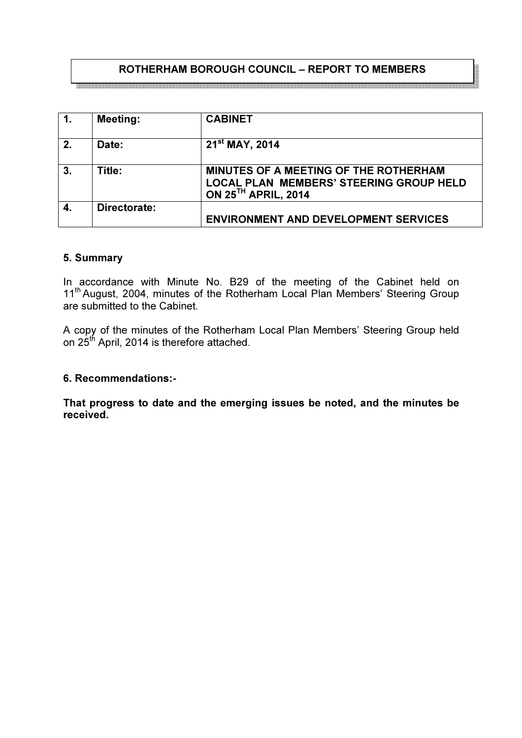# ROTHERHAM BOROUGH COUNCIL – REPORT TO MEMBERS

| 1. | Meeting: | CABINET |
|---|---|---|
| 2. | Date: | 21st MAY, 2014 |
| 3. | Title: | MINUTES OF A MEETING OF THE ROTHERHAM LOCAL PLAN MEMBERS' STEERING GROUP HELD ON 25TH APRIL, 2014 |
| 4. | Directorate: | ENVIRONMENT AND DEVELOPMENT SERVICES |

### 5. Summary

In accordance with Minute No. B29 of the meeting of the Cabinet held on 11th August, 2004, minutes of the Rotherham Local Plan Members' Steering Group are submitted to the Cabinet.

A copy of the minutes of the Rotherham Local Plan Members' Steering Group held on 25th April, 2014 is therefore attached.

### 6. Recommendations:-

**That progress to date and the emerging issues be noted, and the minutes be received.**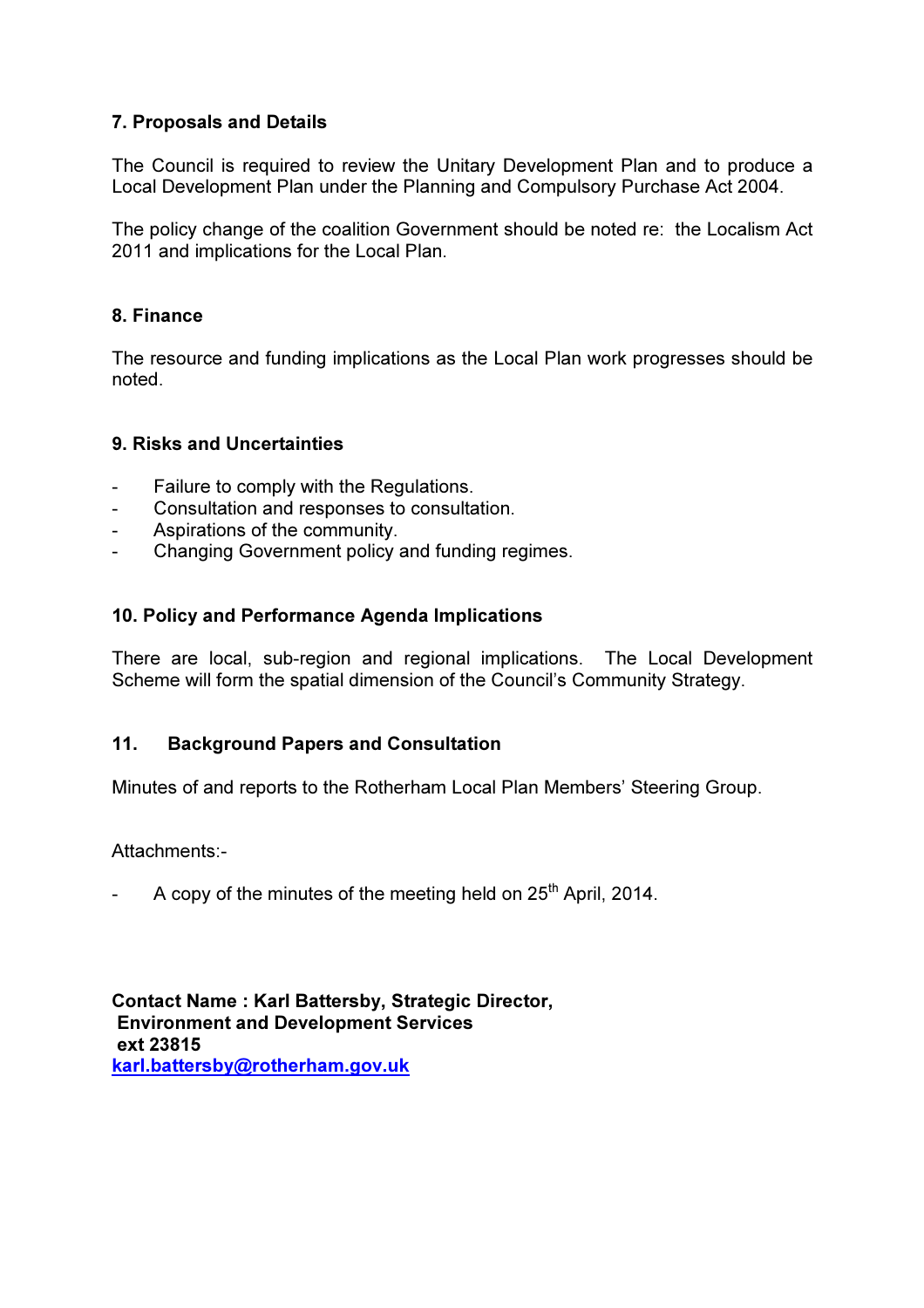## 7. Proposals and Details

The Council is required to review the Unitary Development Plan and to produce a Local Development Plan under the Planning and Compulsory Purchase Act 2004.

The policy change of the coalition Government should be noted re: the Localism Act 2011 and implications for the Local Plan.

## 8. Finance

The resource and funding implications as the Local Plan work progresses should be noted.

## 9. Risks and Uncertainties

- Failure to comply with the Regulations.
- Consultation and responses to consultation.
- Aspirations of the community.
- Changing Government policy and funding regimes.

## 10. Policy and Performance Agenda Implications

There are local, sub-region and regional implications. The Local Development Scheme will form the spatial dimension of the Council's Community Strategy.

## 11. Background Papers and Consultation

Minutes of and reports to the Rotherham Local Plan Members' Steering Group.

Attachments:-

- A copy of the minutes of the meeting held on 25th April, 2014.

**Contact Name : Karl Battersby, Strategic Director,**
**Environment and Development Services**
**ext 23815**
**karl.battersby@rotherham.gov.uk**